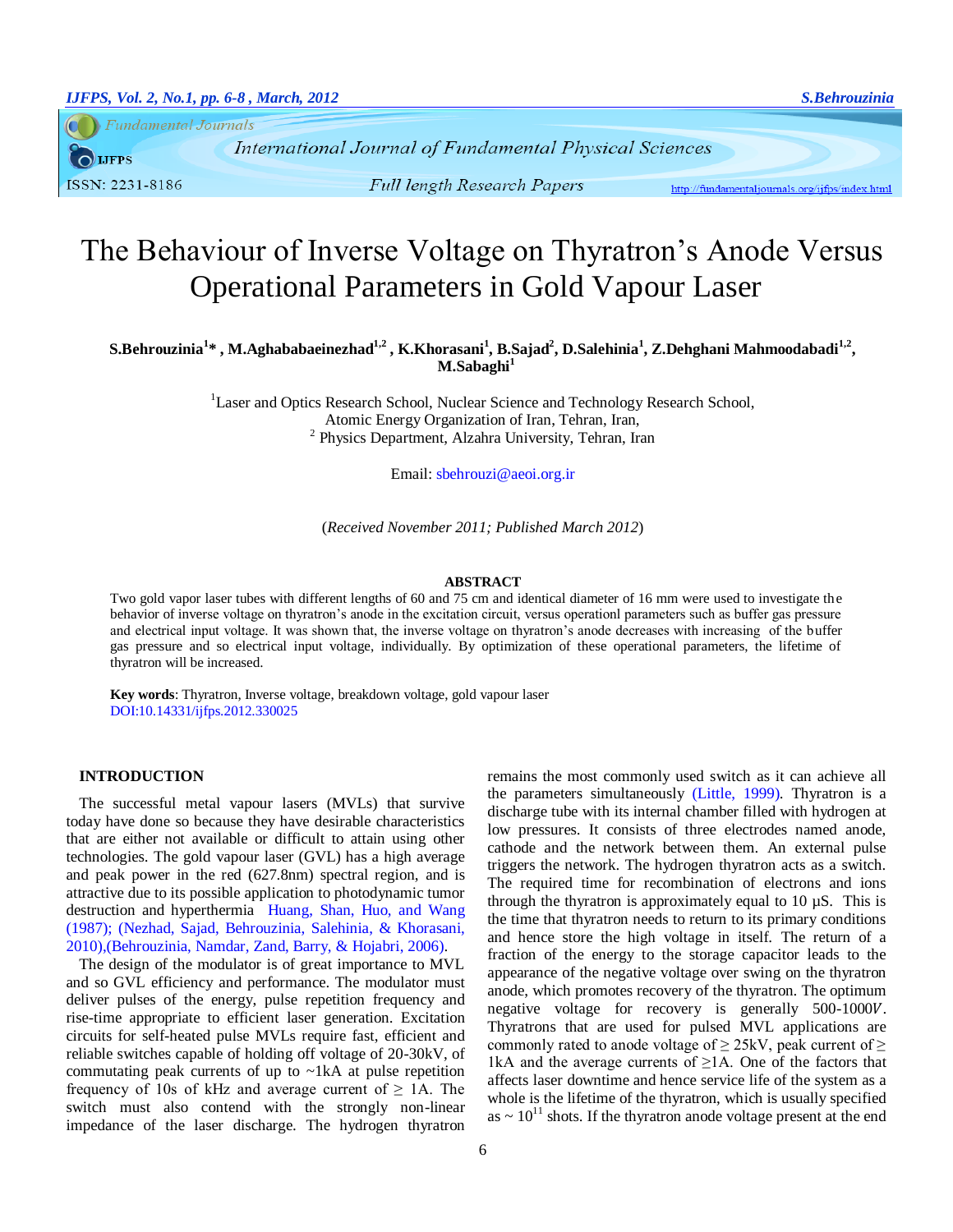# The Behaviour of Inverse Voltage on Thyratron's Anode Versus Operational Parameters in Gold Vapour Laser

**S.Behrouzinia[1]\* , M.Aghababaeinezhad[1,2] , K.Khorasani[1], B.Sajad[2], D.Salehinia[1], Z.Dehghani Mahmoodabadi[1,2], M.Sabaghi[1]**

[1]Laser and Optics Research School, Nuclear Science and Technology Research School, Atomic Energy Organization of Iran, Tehran, Iran,
[2] Physics Department, Alzahra University, Tehran, Iran

Email: sbehrouzi@aeoi.org.ir

(*Received November 2011; Published March 2012*)

## ABSTRACT

Two gold vapor laser tubes with different lengths of 60 and 75 cm and identical diameter of 16 mm were used to investigate the behavior of inverse voltage on thyratron's anode in the excitation circuit, versus operationl parameters such as buffer gas pressure and electrical input voltage. It was shown that, the inverse voltage on thyratron's anode decreases with increasing of the buffer gas pressure and so electrical input voltage, individually. By optimization of these operational parameters, the lifetime of thyratron will be increased.

**Key words**: Thyratron, Inverse voltage, breakdown voltage, gold vapour laser
DOI:10.14331/ijfps.2012.330025

## INTRODUCTION

The successful metal vapour lasers (MVLs) that survive today have done so because they have desirable characteristics that are either not available or difficult to attain using other technologies. The gold vapour laser (GVL) has a high average and peak power in the red (627.8nm) spectral region, and is attractive due to its possible application to photodynamic tumor destruction and hyperthermia Huang, Shan, Huo, and Wang (1987); (Nezhad, Sajad, Behrouzinia, Salehinia, & Khorasani, 2010),(Behrouzinia, Namdar, Zand, Barry, & Hojabri, 2006).

The design of the modulator is of great importance to MVL and so GVL efficiency and performance. The modulator must deliver pulses of the energy, pulse repetition frequency and rise-time appropriate to efficient laser generation. Excitation circuits for self-heated pulse MVLs require fast, efficient and reliable switches capable of holding off voltage of 20-30kV, of commutating peak currents of up to ~1kA at pulse repetition frequency of 10s of kHz and average current of ≥ 1A. The switch must also contend with the strongly non-linear impedance of the laser discharge. The hydrogen thyratron remains the most commonly used switch as it can achieve all the parameters simultaneously (Little, 1999). Thyratron is a discharge tube with its internal chamber filled with hydrogen at low pressures. It consists of three electrodes named anode, cathode and the network between them. An external pulse triggers the network. The hydrogen thyratron acts as a switch. The required time for recombination of electrons and ions through the thyratron is approximately equal to 10 μS. This is the time that thyratron needs to return to its primary conditions and hence store the high voltage in itself. The return of a fraction of the energy to the storage capacitor leads to the appearance of the negative voltage over swing on the thyratron anode, which promotes recovery of the thyratron. The optimum negative voltage for recovery is generally 500-1000$V$. Thyratrons that are used for pulsed MVL applications are commonly rated to anode voltage of ≥ 25kV, peak current of ≥ 1kA and the average currents of ≥1A. One of the factors that affects laser downtime and hence service life of the system as a whole is the lifetime of the thyratron, which is usually specified as ~ $10^{11}$ shots. If the thyratron anode voltage present at the end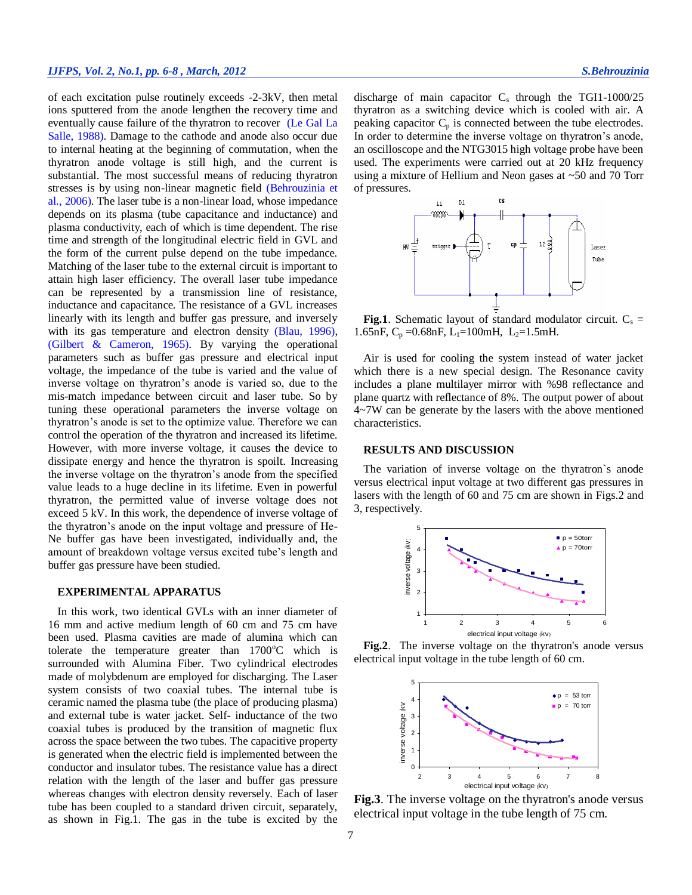of each excitation pulse routinely exceeds -2-3kV, then metal ions sputtered from the anode lengthen the recovery time and eventually cause failure of the thyratron to recover (Le Gal La Salle, 1988). Damage to the cathode and anode also occur due to internal heating at the beginning of commutation, when the thyratron anode voltage is still high, and the current is substantial. The most successful means of reducing thyratron stresses is by using non-linear magnetic field (Behrouzinia et al., 2006). The laser tube is a non-linear load, whose impedance depends on its plasma (tube capacitance and inductance) and plasma conductivity, each of which is time dependent. The rise time and strength of the longitudinal electric field in GVL and the form of the current pulse depend on the tube impedance. Matching of the laser tube to the external circuit is important to attain high laser efficiency. The overall laser tube impedance can be represented by a transmission line of resistance, inductance and capacitance. The resistance of a GVL increases linearly with its length and buffer gas pressure, and inversely with its gas temperature and electron density (Blau, 1996), (Gilbert & Cameron, 1965). By varying the operational parameters such as buffer gas pressure and electrical input voltage, the impedance of the tube is varied and the value of inverse voltage on thyratron's anode is varied so, due to the mis-match impedance between circuit and laser tube. So by tuning these operational parameters the inverse voltage on thyratron's anode is set to the optimize value. Therefore we can control the operation of the thyratron and increased its lifetime. However, with more inverse voltage, it causes the device to dissipate energy and hence the thyratron is spoilt. Increasing the inverse voltage on the thyratron's anode from the specified value leads to a huge decline in its lifetime. Even in powerful thyratron, the permitted value of inverse voltage does not exceed 5 kV. In this work, the dependence of inverse voltage of the thyratron's anode on the input voltage and pressure of He-Ne buffer gas have been investigated, individually and, the amount of breakdown voltage versus excited tube's length and buffer gas pressure have been studied.

## EXPERIMENTAL APPARATUS

In this work, two identical GVLs with an inner diameter of 16 mm and active medium length of 60 cm and 75 cm have been used. Plasma cavities are made of alumina which can tolerate the temperature greater than 1700°C which is surrounded with Alumina Fiber. Two cylindrical electrodes made of molybdenum are employed for discharging. The Laser system consists of two coaxial tubes. The internal tube is ceramic named the plasma tube (the place of producing plasma) and external tube is water jacket. Self- inductance of the two coaxial tubes is produced by the transition of magnetic flux across the space between the two tubes. The capacitive property is generated when the electric field is implemented between the conductor and insulator tubes. The resistance value has a direct relation with the length of the laser and buffer gas pressure whereas changes with electron density reversely. Each of laser tube has been coupled to a standard driven circuit, separately, as shown in Fig.1. The gas in the tube is excited by the discharge of main capacitor $C_s$ through the TGI1-1000/25 thyratron as a switching device which is cooled with air. A peaking capacitor $C_p$ is connected between the tube electrodes. In order to determine the inverse voltage on thyratron's anode, an oscilloscope and the NTG3015 high voltage probe have been used. The experiments were carried out at 20 kHz frequency using a mixture of Hellium and Neon gases at ~50 and 70 Torr of pressures.

**Fig.1**. Schematic layout of standard modulator circuit. $C_s$ = 1.65nF, $C_p$ =0.68nF, $L_1$=100mH, $L_2$=1.5mH.

Air is used for cooling the system instead of water jacket which there is a new special design. The Resonance cavity includes a plane multilayer mirror with %98 reflectance and plane quartz with reflectance of 8%. The output power of about 4~7W can be generate by the lasers with the above mentioned characteristics.

## RESULTS AND DISCUSSION

The variation of inverse voltage on the thyratron`s anode versus electrical input voltage at two different gas pressures in lasers with the length of 60 and 75 cm are shown in Figs.2 and 3, respectively.

**Fig.2**. The inverse voltage on the thyratron's anode versus electrical input voltage in the tube length of 60 cm.

**Fig.3**. The inverse voltage on the thyratron's anode versus electrical input voltage in the tube length of 75 cm.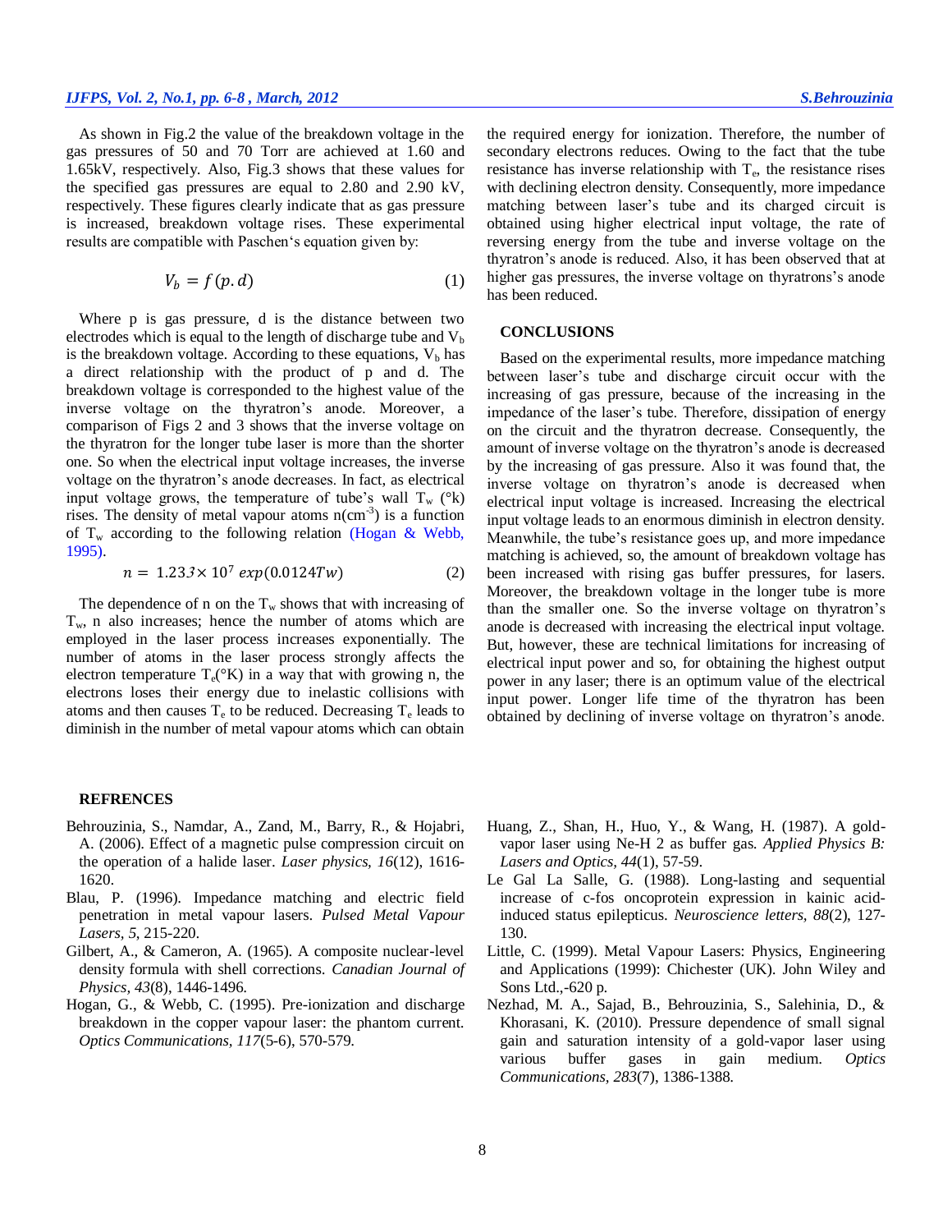As shown in Fig.2 the value of the breakdown voltage in the gas pressures of 50 and 70 Torr are achieved at 1.60 and 1.65kV, respectively. Also, Fig.3 shows that these values for the specified gas pressures are equal to 2.80 and 2.90 kV, respectively. These figures clearly indicate that as gas pressure is increased, breakdown voltage rises. These experimental results are compatible with Paschen's equation given by:

$$V_b = f(p.d) \tag{1}$$

Where p is gas pressure, d is the distance between two electrodes which is equal to the length of discharge tube and $V_b$ is the breakdown voltage. According to these equations, $V_b$ has a direct relationship with the product of p and d. The breakdown voltage is corresponded to the highest value of the inverse voltage on the thyratron's anode. Moreover, a comparison of Figs 2 and 3 shows that the inverse voltage on the thyratron for the longer tube laser is more than the shorter one. So when the electrical input voltage increases, the inverse voltage on the thyratron's anode decreases. In fact, as electrical input voltage grows, the temperature of tube's wall $T_w$ (°k) rises. The density of metal vapour atoms n($cm^{-3}$) is a function of $T_w$ according to the following relation (Hogan & Webb, 1995).

$$n = 1.233 \times 10^7 \ exp(0.0124Tw) \tag{2}$$

The dependence of n on the $T_w$ shows that with increasing of $T_w$, n also increases; hence the number of atoms which are employed in the laser process increases exponentially. The number of atoms in the laser process strongly affects the electron temperature $T_e$(°K) in a way that with growing n, the electrons loses their energy due to inelastic collisions with atoms and then causes $T_e$ to be reduced. Decreasing $T_e$ leads to diminish in the number of metal vapour atoms which can obtain the required energy for ionization. Therefore, the number of secondary electrons reduces. Owing to the fact that the tube resistance has inverse relationship with $T_e$, the resistance rises with declining electron density. Consequently, more impedance matching between laser's tube and its charged circuit is obtained using higher electrical input voltage, the rate of reversing energy from the tube and inverse voltage on the thyratron's anode is reduced. Also, it has been observed that at higher gas pressures, the inverse voltage on thyratrons's anode has been reduced.

## CONCLUSIONS

Based on the experimental results, more impedance matching between laser's tube and discharge circuit occur with the increasing of gas pressure, because of the increasing in the impedance of the laser's tube. Therefore, dissipation of energy on the circuit and the thyratron decrease. Consequently, the amount of inverse voltage on the thyratron's anode is decreased by the increasing of gas pressure. Also it was found that, the inverse voltage on thyratron's anode is decreased when electrical input voltage is increased. Increasing the electrical input voltage leads to an enormous diminish in electron density. Meanwhile, the tube's resistance goes up, and more impedance matching is achieved, so, the amount of breakdown voltage has been increased with rising gas buffer pressures, for lasers. Moreover, the breakdown voltage in the longer tube is more than the smaller one. So the inverse voltage on thyratron's anode is decreased with increasing the electrical input voltage. But, however, these are technical limitations for increasing of electrical input power and so, for obtaining the highest output power in any laser; there is an optimum value of the electrical input power. Longer life time of the thyratron has been obtained by declining of inverse voltage on thyratron's anode.

## REFRENCES

Behrouzinia, S., Namdar, A., Zand, M., Barry, R., & Hojabri, A. (2006). Effect of a magnetic pulse compression circuit on the operation of a halide laser. *Laser physics, 16*(12), 1616-1620.

Blau, P. (1996). Impedance matching and electric field penetration in metal vapour lasers. *Pulsed Metal Vapour Lasers, 5,* 215-220.

Gilbert, A., & Cameron, A. (1965). A composite nuclear-level density formula with shell corrections. *Canadian Journal of Physics, 43*(8), 1446-1496.

Hogan, G., & Webb, C. (1995). Pre-ionization and discharge breakdown in the copper vapour laser: the phantom current. *Optics Communications, 117*(5-6), 570-579.

Huang, Z., Shan, H., Huo, Y., & Wang, H. (1987). A gold-vapor laser using Ne-H 2 as buffer gas. *Applied Physics B: Lasers and Optics, 44*(1), 57-59.

Le Gal La Salle, G. (1988). Long-lasting and sequential increase of c-fos oncoprotein expression in kainic acid-induced status epilepticus. *Neuroscience letters, 88*(2), 127-130.

Little, C. (1999). Metal Vapour Lasers: Physics, Engineering and Applications (1999): Chichester (UK). John Wiley and Sons Ltd.,-620 p.

Nezhad, M. A., Sajad, B., Behrouzinia, S., Salehinia, D., & Khorasani, K. (2010). Pressure dependence of small signal gain and saturation intensity of a gold-vapor laser using various buffer gases in gain medium. *Optics Communications, 283*(7), 1386-1388.